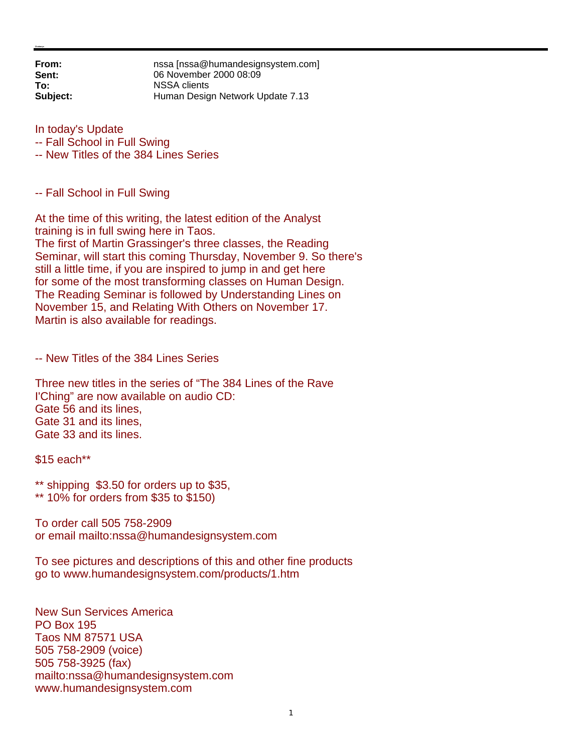**From:** nssa [nssa@humandesignsystem.com]
**Sent:** 06 November 2000 08:09
**To:** NSSA clients
**Subject:** Human Design Network Update 7.13

In today's Update
-- Fall School in Full Swing
-- New Titles of the 384 Lines Series

-- Fall School in Full Swing

At the time of this writing, the latest edition of the Analyst training is in full swing here in Taos.
The first of Martin Grassinger's three classes, the Reading Seminar, will start this coming Thursday, November 9. So there's still a little time, if you are inspired to jump in and get here for some of the most transforming classes on Human Design.
The Reading Seminar is followed by Understanding Lines on November 15, and Relating With Others on November 17.
Martin is also available for readings.

-- New Titles of the 384 Lines Series

Three new titles in the series of "The 384 Lines of the Rave I'Ching" are now available on audio CD:
Gate 56 and its lines,
Gate 31 and its lines,
Gate 33 and its lines.

$15 each**

** shipping $3.50 for orders up to $35,
** 10% for orders from $35 to $150)

To order call 505 758-2909
or email mailto:nssa@humandesignsystem.com

To see pictures and descriptions of this and other fine products go to www.humandesignsystem.com/products/1.htm

New Sun Services America
PO Box 195
Taos NM 87571 USA
505 758-2909 (voice)
505 758-3925 (fax)
mailto:nssa@humandesignsystem.com
www.humandesignsystem.com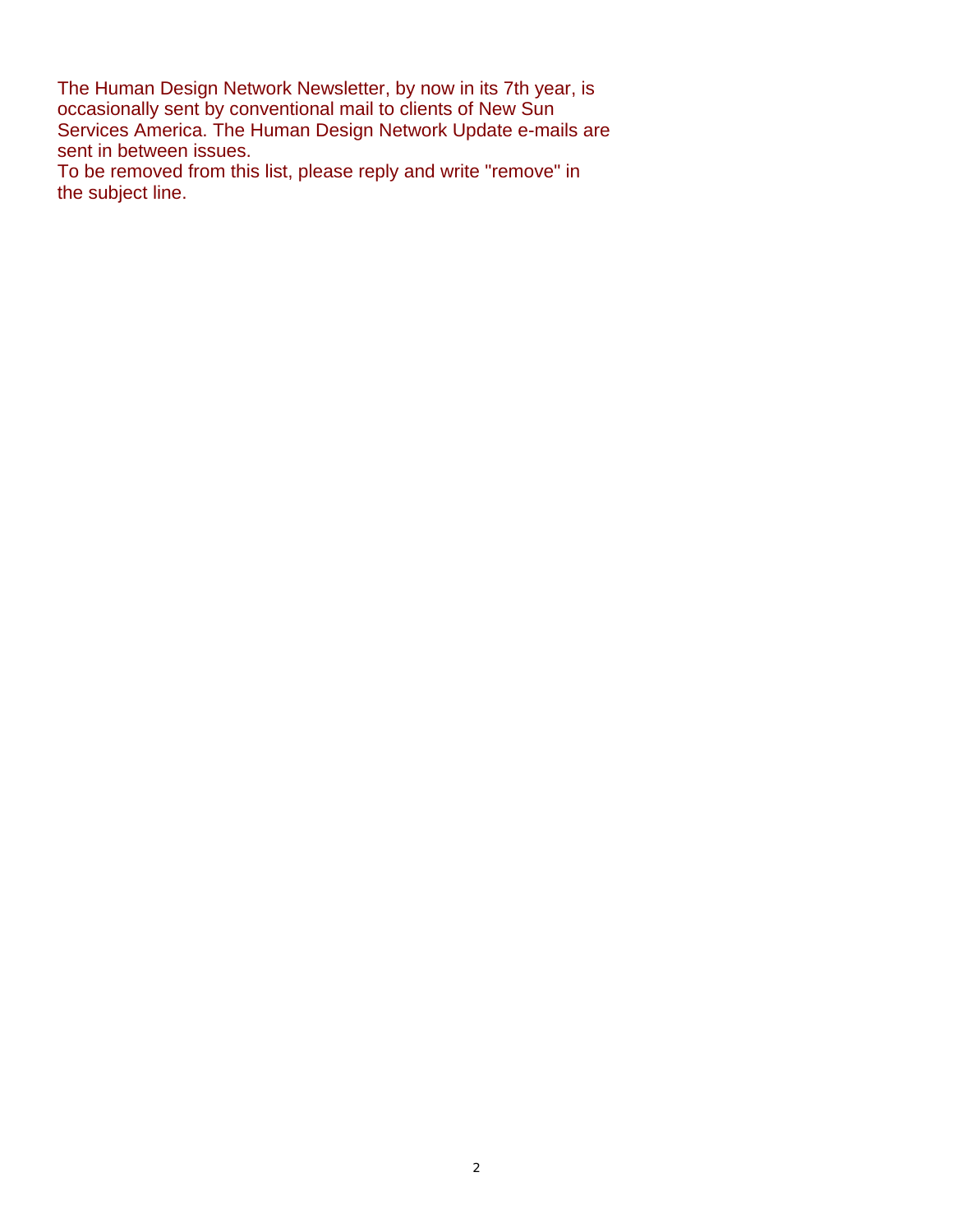The Human Design Network Newsletter, by now in its 7th year, is occasionally sent by conventional mail to clients of New Sun Services America. The Human Design Network Update e-mails are sent in between issues.

To be removed from this list, please reply and write "remove" in the subject line.